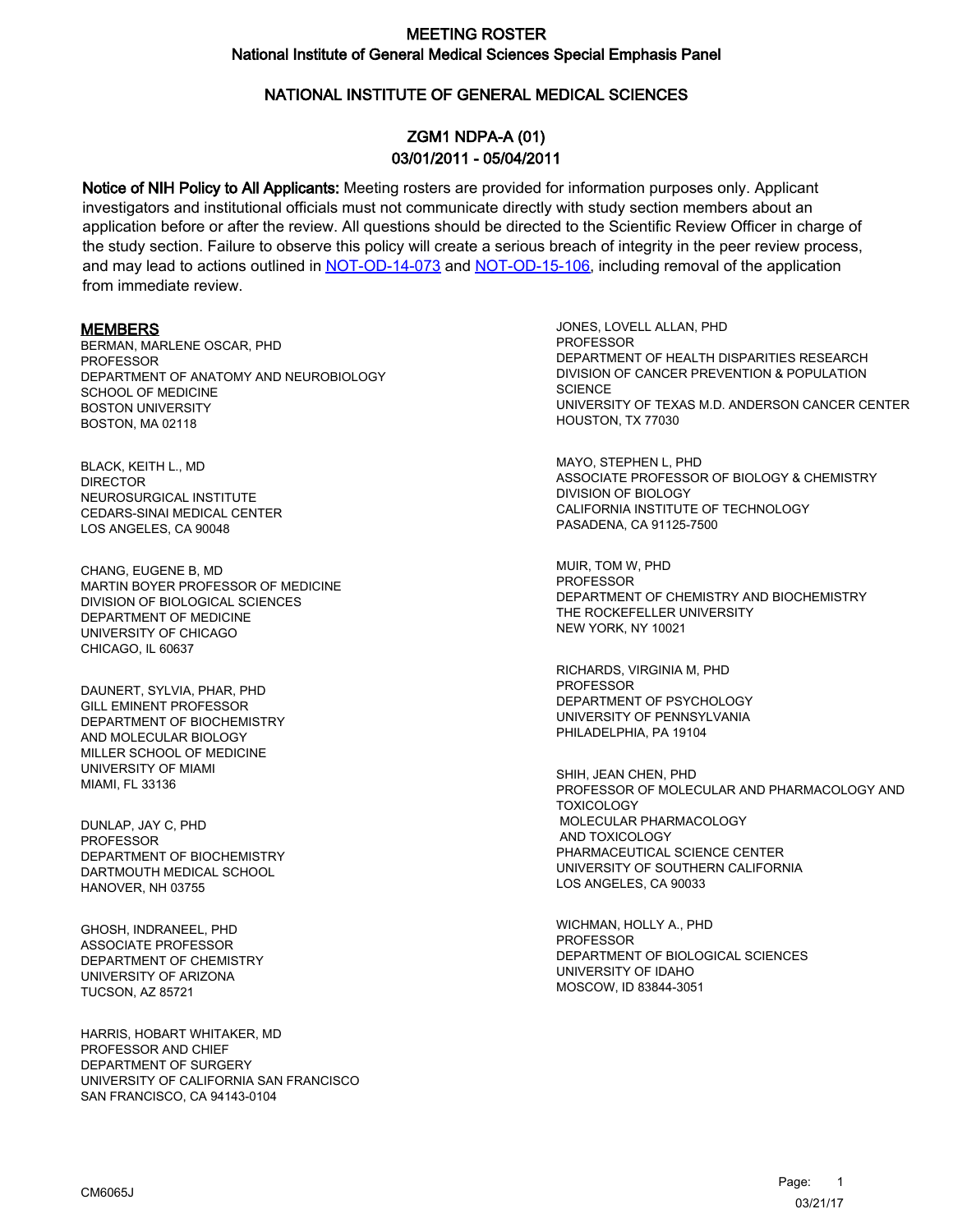# MEETING ROSTER
## National Institute of General Medical Sciences Special Emphasis Panel

## NATIONAL INSTITUTE OF GENERAL MEDICAL SCIENCES

## ZGM1 NDPA-A (01)
## 03/01/2011 - 05/04/2011

**Notice of NIH Policy to All Applicants:** Meeting rosters are provided for information purposes only. Applicant investigators and institutional officials must not communicate directly with study section members about an application before or after the review. All questions should be directed to the Scientific Review Officer in charge of the study section. Failure to observe this policy will create a serious breach of integrity in the peer review process, and may lead to actions outlined in NOT-OD-14-073 and NOT-OD-15-106, including removal of the application from immediate review.

**MEMBERS**

BERMAN, MARLENE OSCAR, PHD
PROFESSOR
DEPARTMENT OF ANATOMY AND NEUROBIOLOGY
SCHOOL OF MEDICINE
BOSTON UNIVERSITY
BOSTON, MA 02118

BLACK, KEITH L., MD
DIRECTOR
NEUROSURGICAL INSTITUTE
CEDARS-SINAI MEDICAL CENTER
LOS ANGELES, CA 90048

CHANG, EUGENE B, MD
MARTIN BOYER PROFESSOR OF MEDICINE
DIVISION OF BIOLOGICAL SCIENCES
DEPARTMENT OF MEDICINE
UNIVERSITY OF CHICAGO
CHICAGO, IL 60637

DAUNERT, SYLVIA, PHAR, PHD
GILL EMINENT PROFESSOR
DEPARTMENT OF BIOCHEMISTRY
AND MOLECULAR BIOLOGY
MILLER SCHOOL OF MEDICINE
UNIVERSITY OF MIAMI
MIAMI, FL 33136

DUNLAP, JAY C, PHD
PROFESSOR
DEPARTMENT OF BIOCHEMISTRY
DARTMOUTH MEDICAL SCHOOL
HANOVER, NH 03755

GHOSH, INDRANEEL, PHD
ASSOCIATE PROFESSOR
DEPARTMENT OF CHEMISTRY
UNIVERSITY OF ARIZONA
TUCSON, AZ 85721

HARRIS, HOBART WHITAKER, MD
PROFESSOR AND CHIEF
DEPARTMENT OF SURGERY
UNIVERSITY OF CALIFORNIA SAN FRANCISCO
SAN FRANCISCO, CA 94143-0104

JONES, LOVELL ALLAN, PHD
PROFESSOR
DEPARTMENT OF HEALTH DISPARITIES RESEARCH
DIVISION OF CANCER PREVENTION & POPULATION SCIENCE
UNIVERSITY OF TEXAS M.D. ANDERSON CANCER CENTER
HOUSTON, TX 77030

MAYO, STEPHEN L, PHD
ASSOCIATE PROFESSOR OF BIOLOGY & CHEMISTRY
DIVISION OF BIOLOGY
CALIFORNIA INSTITUTE OF TECHNOLOGY
PASADENA, CA 91125-7500

MUIR, TOM W, PHD
PROFESSOR
DEPARTMENT OF CHEMISTRY AND BIOCHEMISTRY
THE ROCKEFELLER UNIVERSITY
NEW YORK, NY 10021

RICHARDS, VIRGINIA M, PHD
PROFESSOR
DEPARTMENT OF PSYCHOLOGY
UNIVERSITY OF PENNSYLVANIA
PHILADELPHIA, PA 19104

SHIH, JEAN CHEN, PHD
PROFESSOR OF MOLECULAR AND PHARMACOLOGY AND TOXICOLOGY
MOLECULAR PHARMACOLOGY
AND TOXICOLOGY
PHARMACEUTICAL SCIENCE CENTER
UNIVERSITY OF SOUTHERN CALIFORNIA
LOS ANGELES, CA 90033

WICHMAN, HOLLY A., PHD
PROFESSOR
DEPARTMENT OF BIOLOGICAL SCIENCES
UNIVERSITY OF IDAHO
MOSCOW, ID 83844-3051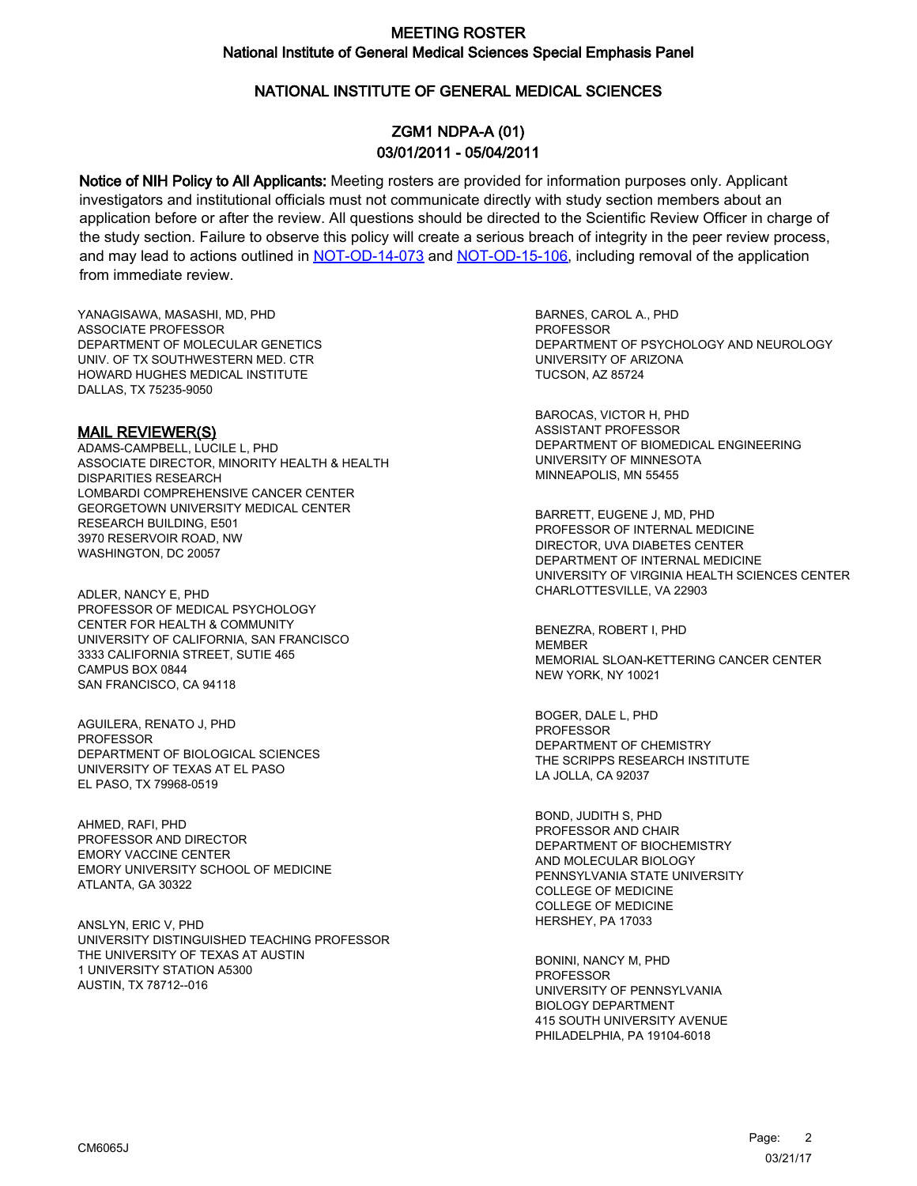# MEETING ROSTER
## National Institute of General Medical Sciences Special Emphasis Panel

## NATIONAL INSTITUTE OF GENERAL MEDICAL SCIENCES

### ZGM1 NDPA-A (01)
### 03/01/2011 - 05/04/2011

**Notice of NIH Policy to All Applicants:** Meeting rosters are provided for information purposes only. Applicant investigators and institutional officials must not communicate directly with study section members about an application before or after the review. All questions should be directed to the Scientific Review Officer in charge of the study section. Failure to observe this policy will create a serious breach of integrity in the peer review process, and may lead to actions outlined in NOT-OD-14-073 and NOT-OD-15-106, including removal of the application from immediate review.

YANAGISAWA, MASASHI, MD, PHD
ASSOCIATE PROFESSOR
DEPARTMENT OF MOLECULAR GENETICS
UNIV. OF TX SOUTHWESTERN MED. CTR
HOWARD HUGHES MEDICAL INSTITUTE
DALLAS, TX 75235-9050

**MAIL REVIEWER(S)**

ADAMS-CAMPBELL, LUCILE L, PHD
ASSOCIATE DIRECTOR, MINORITY HEALTH & HEALTH DISPARITIES RESEARCH
LOMBARDI COMPREHENSIVE CANCER CENTER
GEORGETOWN UNIVERSITY MEDICAL CENTER
RESEARCH BUILDING, E501
3970 RESERVOIR ROAD, NW
WASHINGTON, DC 20057

ADLER, NANCY E, PHD
PROFESSOR OF MEDICAL PSYCHOLOGY
CENTER FOR HEALTH & COMMUNITY
UNIVERSITY OF CALIFORNIA, SAN FRANCISCO
3333 CALIFORNIA STREET, SUTIE 465
CAMPUS BOX 0844
SAN FRANCISCO, CA 94118

AGUILERA, RENATO J, PHD
PROFESSOR
DEPARTMENT OF BIOLOGICAL SCIENCES
UNIVERSITY OF TEXAS AT EL PASO
EL PASO, TX 79968-0519

AHMED, RAFI, PHD
PROFESSOR AND DIRECTOR
EMORY VACCINE CENTER
EMORY UNIVERSITY SCHOOL OF MEDICINE
ATLANTA, GA 30322

ANSLYN, ERIC V, PHD
UNIVERSITY DISTINGUISHED TEACHING PROFESSOR
THE UNIVERSITY OF TEXAS AT AUSTIN
1 UNIVERSITY STATION A5300
AUSTIN, TX 78712--016

BARNES, CAROL A., PHD
PROFESSOR
DEPARTMENT OF PSYCHOLOGY AND NEUROLOGY
UNIVERSITY OF ARIZONA
TUCSON, AZ 85724

BAROCAS, VICTOR H, PHD
ASSISTANT PROFESSOR
DEPARTMENT OF BIOMEDICAL ENGINEERING
UNIVERSITY OF MINNESOTA
MINNEAPOLIS, MN 55455

BARRETT, EUGENE J, MD, PHD
PROFESSOR OF INTERNAL MEDICINE
DIRECTOR, UVA DIABETES CENTER
DEPARTMENT OF INTERNAL MEDICINE
UNIVERSITY OF VIRGINIA HEALTH SCIENCES CENTER
CHARLOTTESVILLE, VA 22903

BENEZRA, ROBERT I, PHD
MEMBER
MEMORIAL SLOAN-KETTERING CANCER CENTER
NEW YORK, NY 10021

BOGER, DALE L, PHD
PROFESSOR
DEPARTMENT OF CHEMISTRY
THE SCRIPPS RESEARCH INSTITUTE
LA JOLLA, CA 92037

BOND, JUDITH S, PHD
PROFESSOR AND CHAIR
DEPARTMENT OF BIOCHEMISTRY
AND MOLECULAR BIOLOGY
PENNSYLVANIA STATE UNIVERSITY
COLLEGE OF MEDICINE
COLLEGE OF MEDICINE
HERSHEY, PA 17033

BONINI, NANCY M, PHD
PROFESSOR
UNIVERSITY OF PENNSYLVANIA
BIOLOGY DEPARTMENT
415 SOUTH UNIVERSITY AVENUE
PHILADELPHIA, PA 19104-6018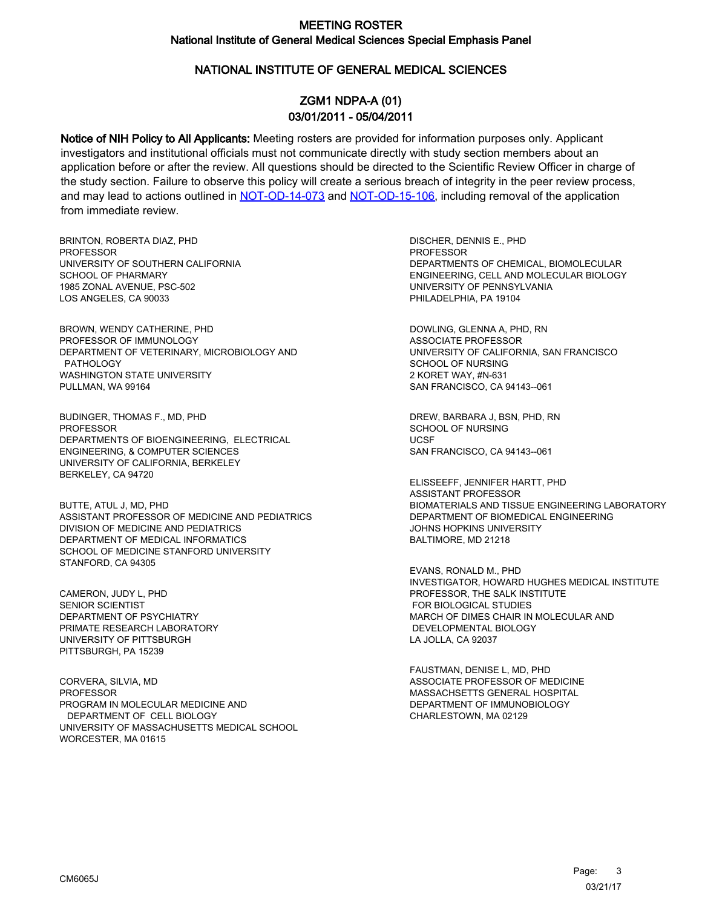# MEETING ROSTER
## National Institute of General Medical Sciences Special Emphasis Panel

## NATIONAL INSTITUTE OF GENERAL MEDICAL SCIENCES

### ZGM1 NDPA-A (01)
### 03/01/2011 - 05/04/2011

**Notice of NIH Policy to All Applicants:** Meeting rosters are provided for information purposes only. Applicant investigators and institutional officials must not communicate directly with study section members about an application before or after the review. All questions should be directed to the Scientific Review Officer in charge of the study section. Failure to observe this policy will create a serious breach of integrity in the peer review process, and may lead to actions outlined in NOT-OD-14-073 and NOT-OD-15-106, including removal of the application from immediate review.

BRINTON, ROBERTA DIAZ, PHD
PROFESSOR
UNIVERSITY OF SOUTHERN CALIFORNIA
SCHOOL OF PHARMARY
1985 ZONAL AVENUE, PSC-502
LOS ANGELES, CA 90033

BROWN, WENDY CATHERINE, PHD
PROFESSOR OF IMMUNOLOGY
DEPARTMENT OF VETERINARY, MICROBIOLOGY AND PATHOLOGY
WASHINGTON STATE UNIVERSITY
PULLMAN, WA 99164

BUDINGER, THOMAS F., MD, PHD
PROFESSOR
DEPARTMENTS OF BIOENGINEERING, ELECTRICAL ENGINEERING, & COMPUTER SCIENCES
UNIVERSITY OF CALIFORNIA, BERKELEY
BERKELEY, CA 94720

BUTTE, ATUL J, MD, PHD
ASSISTANT PROFESSOR OF MEDICINE AND PEDIATRICS
DIVISION OF MEDICINE AND PEDIATRICS
DEPARTMENT OF MEDICAL INFORMATICS
SCHOOL OF MEDICINE STANFORD UNIVERSITY
STANFORD, CA 94305

CAMERON, JUDY L, PHD
SENIOR SCIENTIST
DEPARTMENT OF PSYCHIATRY
PRIMATE RESEARCH LABORATORY
UNIVERSITY OF PITTSBURGH
PITTSBURGH, PA 15239

CORVERA, SILVIA, MD
PROFESSOR
PROGRAM IN MOLECULAR MEDICINE AND DEPARTMENT OF CELL BIOLOGY
UNIVERSITY OF MASSACHUSETTS MEDICAL SCHOOL
WORCESTER, MA 01615

DISCHER, DENNIS E., PHD
PROFESSOR
DEPARTMENTS OF CHEMICAL, BIOMOLECULAR ENGINEERING, CELL AND MOLECULAR BIOLOGY
UNIVERSITY OF PENNSYLVANIA
PHILADELPHIA, PA 19104

DOWLING, GLENNA A, PHD, RN
ASSOCIATE PROFESSOR
UNIVERSITY OF CALIFORNIA, SAN FRANCISCO
SCHOOL OF NURSING
2 KORET WAY, #N-631
SAN FRANCISCO, CA 94143--061

DREW, BARBARA J, BSN, PHD, RN
SCHOOL OF NURSING
UCSF
SAN FRANCISCO, CA 94143--061

ELISSEEFF, JENNIFER HARTT, PHD
ASSISTANT PROFESSOR
BIOMATERIALS AND TISSUE ENGINEERING LABORATORY
DEPARTMENT OF BIOMEDICAL ENGINEERING
JOHNS HOPKINS UNIVERSITY
BALTIMORE, MD 21218

EVANS, RONALD M., PHD
INVESTIGATOR, HOWARD HUGHES MEDICAL INSTITUTE
PROFESSOR, THE SALK INSTITUTE FOR BIOLOGICAL STUDIES
MARCH OF DIMES CHAIR IN MOLECULAR AND DEVELOPMENTAL BIOLOGY
LA JOLLA, CA 92037

FAUSTMAN, DENISE L, MD, PHD
ASSOCIATE PROFESSOR OF MEDICINE
MASSACHSETTS GENERAL HOSPITAL
DEPARTMENT OF IMMUNOBIOLOGY
CHARLESTOWN, MA 02129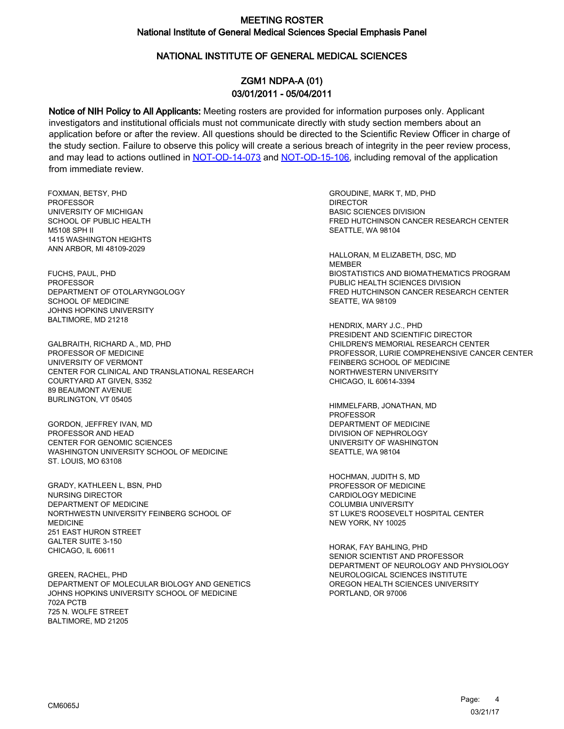# MEETING ROSTER

## National Institute of General Medical Sciences Special Emphasis Panel

## NATIONAL INSTITUTE OF GENERAL MEDICAL SCIENCES

### ZGM1 NDPA-A (01)
### 03/01/2011 - 05/04/2011

**Notice of NIH Policy to All Applicants:** Meeting rosters are provided for information purposes only. Applicant investigators and institutional officials must not communicate directly with study section members about an application before or after the review. All questions should be directed to the Scientific Review Officer in charge of the study section. Failure to observe this policy will create a serious breach of integrity in the peer review process, and may lead to actions outlined in NOT-OD-14-073 and NOT-OD-15-106, including removal of the application from immediate review.

FOXMAN, BETSY, PHD
PROFESSOR
UNIVERSITY OF MICHIGAN
SCHOOL OF PUBLIC HEALTH
M5108 SPH II
1415 WASHINGTON HEIGHTS
ANN ARBOR, MI 48109-2029

FUCHS, PAUL, PHD
PROFESSOR
DEPARTMENT OF OTOLARYNGOLOGY
SCHOOL OF MEDICINE
JOHNS HOPKINS UNIVERSITY
BALTIMORE, MD 21218

GALBRAITH, RICHARD A., MD, PHD
PROFESSOR OF MEDICINE
UNIVERSITY OF VERMONT
CENTER FOR CLINICAL AND TRANSLATIONAL RESEARCH
COURTYARD AT GIVEN, S352
89 BEAUMONT AVENUE
BURLINGTON, VT 05405

GORDON, JEFFREY IVAN, MD
PROFESSOR AND HEAD
CENTER FOR GENOMIC SCIENCES
WASHINGTON UNIVERSITY SCHOOL OF MEDICINE
ST. LOUIS, MO 63108

GRADY, KATHLEEN L, BSN, PHD
NURSING DIRECTOR
DEPARTMENT OF MEDICINE
NORTHWESTN UNIVERSITY FEINBERG SCHOOL OF MEDICINE
251 EAST HURON STREET
GALTER SUITE 3-150
CHICAGO, IL 60611

GREEN, RACHEL, PHD
DEPARTMENT OF MOLECULAR BIOLOGY AND GENETICS
JOHNS HOPKINS UNIVERSITY SCHOOL OF MEDICINE
702A PCTB
725 N. WOLFE STREET
BALTIMORE, MD 21205

GROUDINE, MARK T, MD, PHD
DIRECTOR
BASIC SCIENCES DIVISION
FRED HUTCHINSON CANCER RESEARCH CENTER
SEATTLE, WA 98104

HALLORAN, M ELIZABETH, DSC, MD
MEMBER
BIOSTATISTICS AND BIOMATHEMATICS PROGRAM
PUBLIC HEALTH SCIENCES DIVISION
FRED HUTCHINSON CANCER RESEARCH CENTER
SEATTE, WA 98109

HENDRIX, MARY J.C., PHD
PRESIDENT AND SCIENTIFIC DIRECTOR
CHILDREN'S MEMORIAL RESEARCH CENTER
PROFESSOR, LURIE COMPREHENSIVE CANCER CENTER
FEINBERG SCHOOL OF MEDICINE
NORTHWESTERN UNIVERSITY
CHICAGO, IL 60614-3394

HIMMELFARB, JONATHAN, MD
PROFESSOR
DEPARTMENT OF MEDICINE
DIVISION OF NEPHROLOGY
UNIVERSITY OF WASHINGTON
SEATTLE, WA 98104

HOCHMAN, JUDITH S, MD
PROFESSOR OF MEDICINE
CARDIOLOGY MEDICINE
COLUMBIA UNIVERSITY
ST LUKE'S ROOSEVELT HOSPITAL CENTER
NEW YORK, NY 10025

HORAK, FAY BAHLING, PHD
SENIOR SCIENTIST AND PROFESSOR
DEPARTMENT OF NEUROLOGY AND PHYSIOLOGY
NEUROLOGICAL SCIENCES INSTITUTE
OREGON HEALTH SCIENCES UNIVERSITY
PORTLAND, OR 97006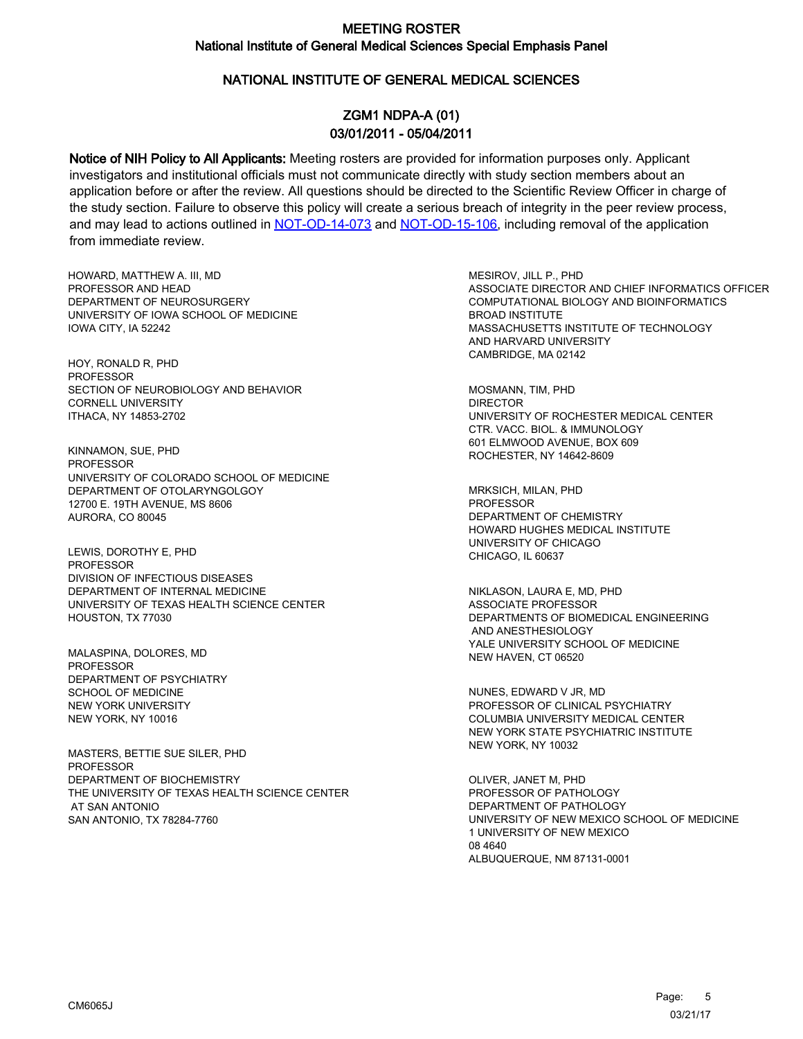# MEETING ROSTER

## National Institute of General Medical Sciences Special Emphasis Panel

## NATIONAL INSTITUTE OF GENERAL MEDICAL SCIENCES

### ZGM1 NDPA-A (01)
### 03/01/2011 - 05/04/2011

**Notice of NIH Policy to All Applicants:** Meeting rosters are provided for information purposes only. Applicant investigators and institutional officials must not communicate directly with study section members about an application before or after the review. All questions should be directed to the Scientific Review Officer in charge of the study section. Failure to observe this policy will create a serious breach of integrity in the peer review process, and may lead to actions outlined in NOT-OD-14-073 and NOT-OD-15-106, including removal of the application from immediate review.

HOWARD, MATTHEW A. III, MD
PROFESSOR AND HEAD
DEPARTMENT OF NEUROSURGERY
UNIVERSITY OF IOWA SCHOOL OF MEDICINE
IOWA CITY, IA 52242

HOY, RONALD R, PHD
PROFESSOR
SECTION OF NEUROBIOLOGY AND BEHAVIOR
CORNELL UNIVERSITY
ITHACA, NY 14853-2702

KINNAMON, SUE, PHD
PROFESSOR
UNIVERSITY OF COLORADO SCHOOL OF MEDICINE
DEPARTMENT OF OTOLARYNGOLGOY
12700 E. 19TH AVENUE, MS 8606
AURORA, CO 80045

LEWIS, DOROTHY E, PHD
PROFESSOR
DIVISION OF INFECTIOUS DISEASES
DEPARTMENT OF INTERNAL MEDICINE
UNIVERSITY OF TEXAS HEALTH SCIENCE CENTER
HOUSTON, TX 77030

MALASPINA, DOLORES, MD
PROFESSOR
DEPARTMENT OF PSYCHIATRY
SCHOOL OF MEDICINE
NEW YORK UNIVERSITY
NEW YORK, NY 10016

MASTERS, BETTIE SUE SILER, PHD
PROFESSOR
DEPARTMENT OF BIOCHEMISTRY
THE UNIVERSITY OF TEXAS HEALTH SCIENCE CENTER
AT SAN ANTONIO
SAN ANTONIO, TX 78284-7760

MESIROV, JILL P., PHD
ASSOCIATE DIRECTOR AND CHIEF INFORMATICS OFFICER
COMPUTATIONAL BIOLOGY AND BIOINFORMATICS
BROAD INSTITUTE
MASSACHUSETTS INSTITUTE OF TECHNOLOGY
AND HARVARD UNIVERSITY
CAMBRIDGE, MA 02142

MOSMANN, TIM, PHD
DIRECTOR
UNIVERSITY OF ROCHESTER MEDICAL CENTER
CTR. VACC. BIOL. & IMMUNOLOGY
601 ELMWOOD AVENUE, BOX 609
ROCHESTER, NY 14642-8609

MRKSICH, MILAN, PHD
PROFESSOR
DEPARTMENT OF CHEMISTRY
HOWARD HUGHES MEDICAL INSTITUTE
UNIVERSITY OF CHICAGO
CHICAGO, IL 60637

NIKLASON, LAURA E, MD, PHD
ASSOCIATE PROFESSOR
DEPARTMENTS OF BIOMEDICAL ENGINEERING
AND ANESTHESIOLOGY
YALE UNIVERSITY SCHOOL OF MEDICINE
NEW HAVEN, CT 06520

NUNES, EDWARD V JR, MD
PROFESSOR OF CLINICAL PSYCHIATRY
COLUMBIA UNIVERSITY MEDICAL CENTER
NEW YORK STATE PSYCHIATRIC INSTITUTE
NEW YORK, NY 10032

OLIVER, JANET M, PHD
PROFESSOR OF PATHOLOGY
DEPARTMENT OF PATHOLOGY
UNIVERSITY OF NEW MEXICO SCHOOL OF MEDICINE
1 UNIVERSITY OF NEW MEXICO
08 4640
ALBUQUERQUE, NM 87131-0001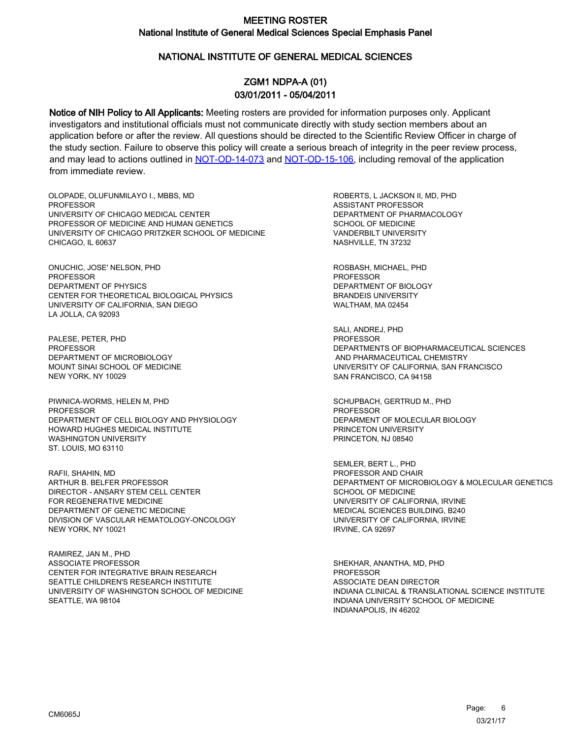# MEETING ROSTER
## National Institute of General Medical Sciences Special Emphasis Panel

## NATIONAL INSTITUTE OF GENERAL MEDICAL SCIENCES

### ZGM1 NDPA-A (01)
### 03/01/2011 - 05/04/2011

**Notice of NIH Policy to All Applicants:** Meeting rosters are provided for information purposes only. Applicant investigators and institutional officials must not communicate directly with study section members about an application before or after the review. All questions should be directed to the Scientific Review Officer in charge of the study section. Failure to observe this policy will create a serious breach of integrity in the peer review process, and may lead to actions outlined in NOT-OD-14-073 and NOT-OD-15-106, including removal of the application from immediate review.

OLOPADE, OLUFUNMILAYO I., MBBS, MD
PROFESSOR
UNIVERSITY OF CHICAGO MEDICAL CENTER
PROFESSOR OF MEDICINE AND HUMAN GENETICS
UNIVERSITY OF CHICAGO PRITZKER SCHOOL OF MEDICINE
CHICAGO, IL 60637

ONUCHIC, JOSE' NELSON, PHD
PROFESSOR
DEPARTMENT OF PHYSICS
CENTER FOR THEORETICAL BIOLOGICAL PHYSICS
UNIVERSITY OF CALIFORNIA, SAN DIEGO
LA JOLLA, CA 92093

PALESE, PETER, PHD
PROFESSOR
DEPARTMENT OF MICROBIOLOGY
MOUNT SINAI SCHOOL OF MEDICINE
NEW YORK, NY 10029

PIWNICA-WORMS, HELEN M, PHD
PROFESSOR
DEPARTMENT OF CELL BIOLOGY AND PHYSIOLOGY
HOWARD HUGHES MEDICAL INSTITUTE
WASHINGTON UNIVERSITY
ST. LOUIS, MO 63110

RAFII, SHAHIN, MD
ARTHUR B. BELFER PROFESSOR
DIRECTOR - ANSARY STEM CELL CENTER
FOR REGENERATIVE MEDICINE
DEPARTMENT OF GENETIC MEDICINE
DIVISION OF VASCULAR HEMATOLOGY-ONCOLOGY
NEW YORK, NY 10021

RAMIREZ, JAN M., PHD
ASSOCIATE PROFESSOR
CENTER FOR INTEGRATIVE BRAIN RESEARCH
SEATTLE CHILDREN'S RESEARCH INSTITUTE
UNIVERSITY OF WASHINGTON SCHOOL OF MEDICINE
SEATTLE, WA 98104

ROBERTS, L JACKSON II, MD, PHD
ASSISTANT PROFESSOR
DEPARTMENT OF PHARMACOLOGY
SCHOOL OF MEDICINE
VANDERBILT UNIVERSITY
NASHVILLE, TN 37232

ROSBASH, MICHAEL, PHD
PROFESSOR
DEPARTMENT OF BIOLOGY
BRANDEIS UNIVERSITY
WALTHAM, MA 02454

SALI, ANDREJ, PHD
PROFESSOR
DEPARTMENTS OF BIOPHARMACEUTICAL SCIENCES
AND PHARMACEUTICAL CHEMISTRY
UNIVERSITY OF CALIFORNIA, SAN FRANCISCO
SAN FRANCISCO, CA 94158

SCHUPBACH, GERTRUD M., PHD
PROFESSOR
DEPARMENT OF MOLECULAR BIOLOGY
PRINCETON UNIVERSITY
PRINCETON, NJ 08540

SEMLER, BERT L., PHD
PROFESSOR AND CHAIR
DEPARTMENT OF MICROBIOLOGY & MOLECULAR GENETICS
SCHOOL OF MEDICINE
UNIVERSITY OF CALIFORNIA, IRVINE
MEDICAL SCIENCES BUILDING, B240
UNIVERSITY OF CALIFORNIA, IRVINE
IRVINE, CA 92697

SHEKHAR, ANANTHA, MD, PHD
PROFESSOR
ASSOCIATE DEAN DIRECTOR
INDIANA CLINICAL & TRANSLATIONAL SCIENCE INSTITUTE
INDIANA UNIVERSITY SCHOOL OF MEDICINE
INDIANAPOLIS, IN 46202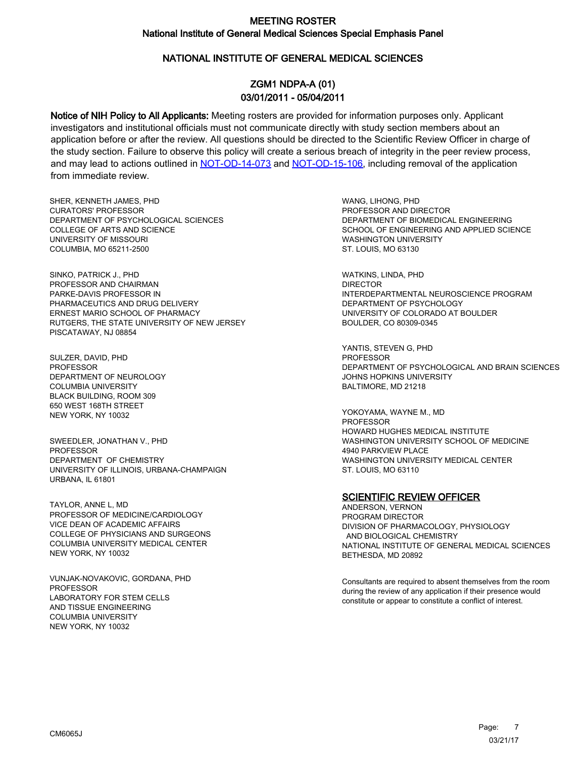# MEETING ROSTER
## National Institute of General Medical Sciences Special Emphasis Panel

## NATIONAL INSTITUTE OF GENERAL MEDICAL SCIENCES

### ZGM1 NDPA-A (01)
### 03/01/2011 - 05/04/2011

**Notice of NIH Policy to All Applicants:** Meeting rosters are provided for information purposes only. Applicant investigators and institutional officials must not communicate directly with study section members about an application before or after the review. All questions should be directed to the Scientific Review Officer in charge of the study section. Failure to observe this policy will create a serious breach of integrity in the peer review process, and may lead to actions outlined in NOT-OD-14-073 and NOT-OD-15-106, including removal of the application from immediate review.

SHER, KENNETH JAMES, PHD
CURATORS' PROFESSOR
DEPARTMENT OF PSYCHOLOGICAL SCIENCES
COLLEGE OF ARTS AND SCIENCE
UNIVERSITY OF MISSOURI
COLUMBIA, MO 65211-2500

SINKO, PATRICK J., PHD
PROFESSOR AND CHAIRMAN
PARKE-DAVIS PROFESSOR IN
PHARMACEUTICS AND DRUG DELIVERY
ERNEST MARIO SCHOOL OF PHARMACY
RUTGERS, THE STATE UNIVERSITY OF NEW JERSEY
PISCATAWAY, NJ 08854

SULZER, DAVID, PHD
PROFESSOR
DEPARTMENT OF NEUROLOGY
COLUMBIA UNIVERSITY
BLACK BUILDING, ROOM 309
650 WEST 168TH STREET
NEW YORK, NY 10032

SWEEDLER, JONATHAN V., PHD
PROFESSOR
DEPARTMENT OF CHEMISTRY
UNIVERSITY OF ILLINOIS, URBANA-CHAMPAIGN
URBANA, IL 61801

TAYLOR, ANNE L, MD
PROFESSOR OF MEDICINE/CARDIOLOGY
VICE DEAN OF ACADEMIC AFFAIRS
COLLEGE OF PHYSICIANS AND SURGEONS
COLUMBIA UNIVERSITY MEDICAL CENTER
NEW YORK, NY 10032

VUNJAK-NOVAKOVIC, GORDANA, PHD
PROFESSOR
LABORATORY FOR STEM CELLS
AND TISSUE ENGINEERING
COLUMBIA UNIVERSITY
NEW YORK, NY 10032

WANG, LIHONG, PHD
PROFESSOR AND DIRECTOR
DEPARTMENT OF BIOMEDICAL ENGINEERING
SCHOOL OF ENGINEERING AND APPLIED SCIENCE
WASHINGTON UNIVERSITY
ST. LOUIS, MO 63130

WATKINS, LINDA, PHD
DIRECTOR
INTERDEPARTMENTAL NEUROSCIENCE PROGRAM
DEPARTMENT OF PSYCHOLOGY
UNIVERSITY OF COLORADO AT BOULDER
BOULDER, CO 80309-0345

YANTIS, STEVEN G, PHD
PROFESSOR
DEPARTMENT OF PSYCHOLOGICAL AND BRAIN SCIENCES
JOHNS HOPKINS UNIVERSITY
BALTIMORE, MD 21218

YOKOYAMA, WAYNE M., MD
PROFESSOR
HOWARD HUGHES MEDICAL INSTITUTE
WASHINGTON UNIVERSITY SCHOOL OF MEDICINE
4940 PARKVIEW PLACE
WASHINGTON UNIVERSITY MEDICAL CENTER
ST. LOUIS, MO 63110

### SCIENTIFIC REVIEW OFFICER

ANDERSON, VERNON
PROGRAM DIRECTOR
DIVISION OF PHARMACOLOGY, PHYSIOLOGY
AND BIOLOGICAL CHEMISTRY
NATIONAL INSTITUTE OF GENERAL MEDICAL SCIENCES
BETHESDA, MD 20892

Consultants are required to absent themselves from the room during the review of any application if their presence would constitute or appear to constitute a conflict of interest.